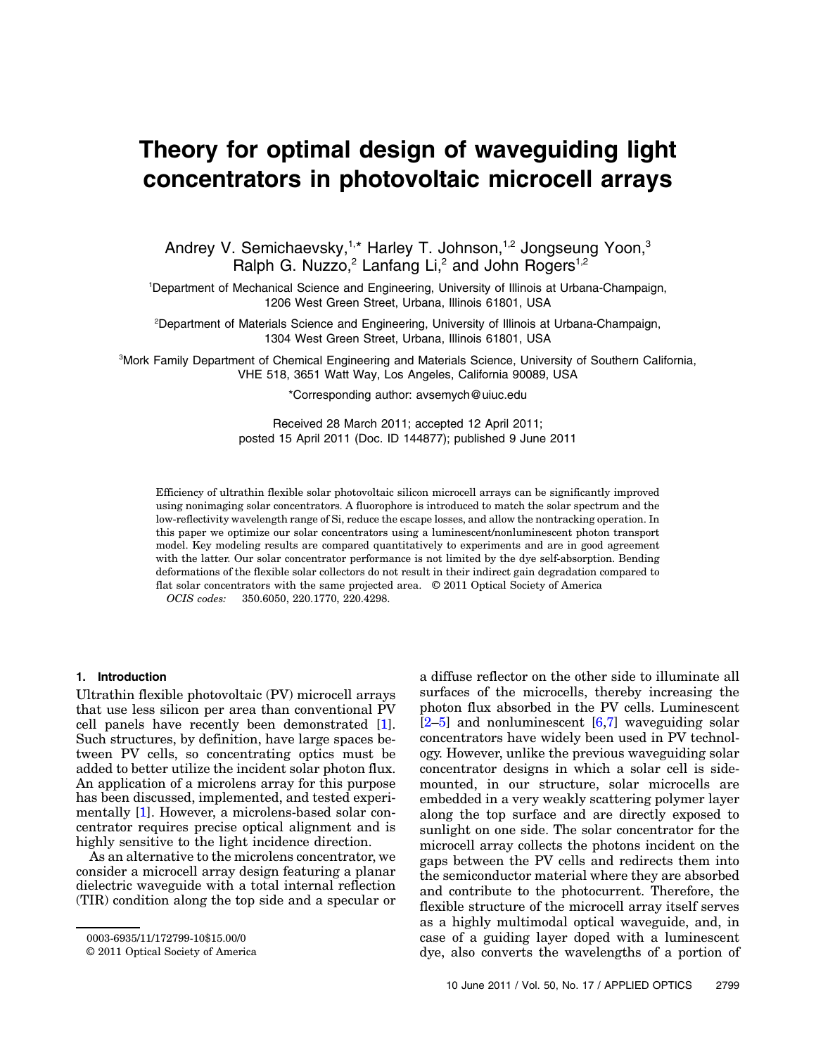# Theory for optimal design of waveguiding light concentrators in photovoltaic microcell arrays

Andrey V. Semichaevsky,[1,*] Harley T. Johnson,[1,2] Jongseung Yoon,[3] Ralph G. Nuzzo,[2] Lanfang Li,[2] and John Rogers[1,2]

[1]Department of Mechanical Science and Engineering, University of Illinois at Urbana-Champaign, 1206 West Green Street, Urbana, Illinois 61801, USA

[2]Department of Materials Science and Engineering, University of Illinois at Urbana-Champaign, 1304 West Green Street, Urbana, Illinois 61801, USA

[3]Mork Family Department of Chemical Engineering and Materials Science, University of Southern California, VHE 518, 3651 Watt Way, Los Angeles, California 90089, USA

*Corresponding author: avsemych@uiuc.edu

Received 28 March 2011; accepted 12 April 2011; posted 15 April 2011 (Doc. ID 144877); published 9 June 2011

Efficiency of ultrathin flexible solar photovoltaic silicon microcell arrays can be significantly improved using nonimaging solar concentrators. A fluorophore is introduced to match the solar spectrum and the low-reflectivity wavelength range of Si, reduce the escape losses, and allow the nontracking operation. In this paper we optimize our solar concentrators using a luminescent/nonluminescent photon transport model. Key modeling results are compared quantitatively to experiments and are in good agreement with the latter. Our solar concentrator performance is not limited by the dye self-absorption. Bending deformations of the flexible solar collectors do not result in their indirect gain degradation compared to flat solar concentrators with the same projected area. © 2011 Optical Society of America

*OCIS codes:* 350.6050, 220.1770, 220.4298.

## 1. Introduction

Ultrathin flexible photovoltaic (PV) microcell arrays that use less silicon per area than conventional PV cell panels have recently been demonstrated [1]. Such structures, by definition, have large spaces between PV cells, so concentrating optics must be added to better utilize the incident solar photon flux. An application of a microlens array for this purpose has been discussed, implemented, and tested experimentally [1]. However, a microlens-based solar concentrator requires precise optical alignment and is highly sensitive to the light incidence direction.

As an alternative to the microlens concentrator, we consider a microcell array design featuring a planar dielectric waveguide with a total internal reflection (TIR) condition along the top side and a specular or a diffuse reflector on the other side to illuminate all surfaces of the microcells, thereby increasing the photon flux absorbed in the PV cells. Luminescent [2–5] and nonluminescent [6,7] waveguiding solar concentrators have widely been used in PV technology. However, unlike the previous waveguiding solar concentrator designs in which a solar cell is side-mounted, in our structure, solar microcells are embedded in a very weakly scattering polymer layer along the top surface and are directly exposed to sunlight on one side. The solar concentrator for the microcell array collects the photons incident on the gaps between the PV cells and redirects them into the semiconductor material where they are absorbed and contribute to the photocurrent. Therefore, the flexible structure of the microcell array itself serves as a highly multimodal optical waveguide, and, in case of a guiding layer doped with a luminescent dye, also converts the wavelengths of a portion of

0003-6935/11/172799-10$15.00/0
© 2011 Optical Society of America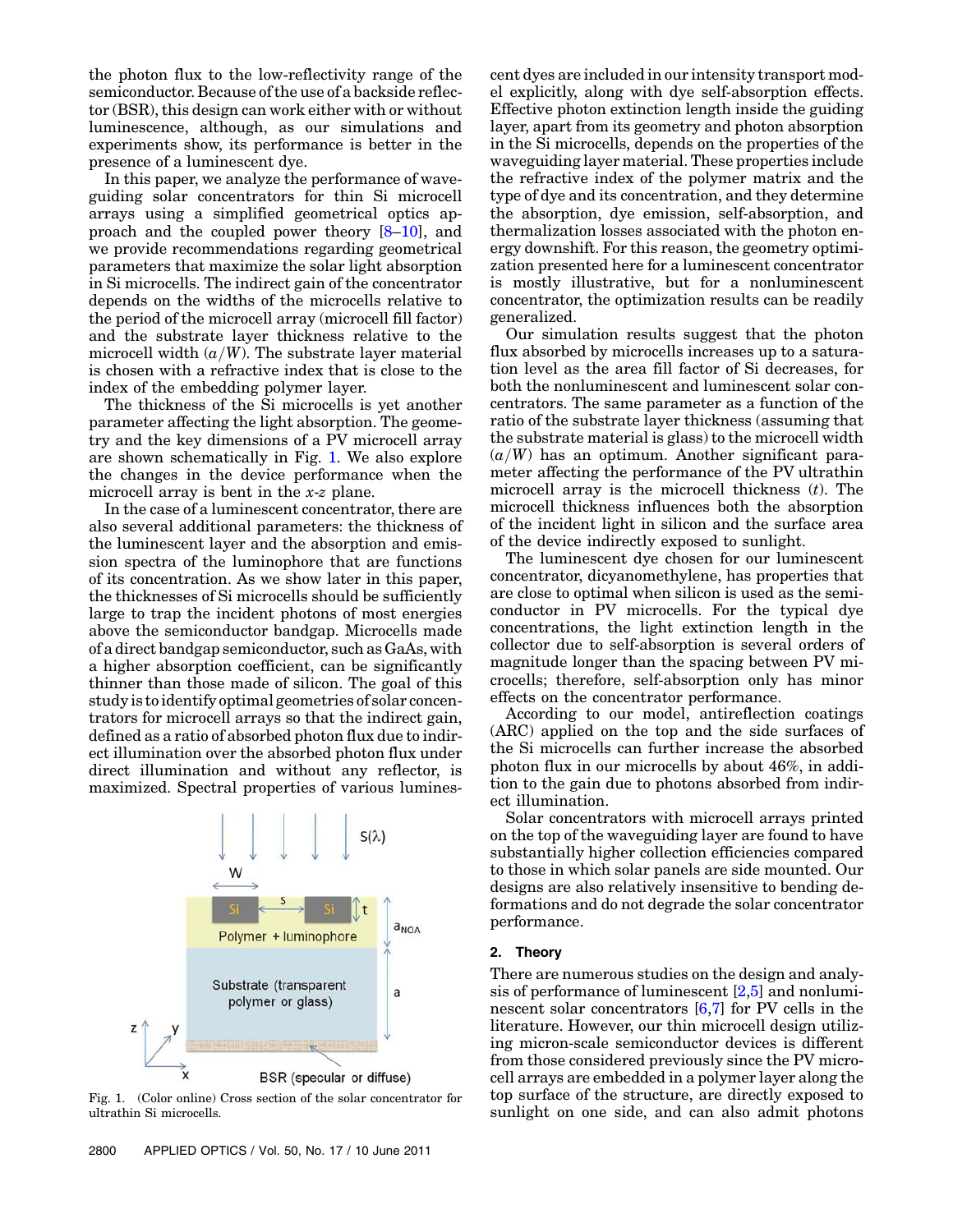the photon flux to the low-reflectivity range of the semiconductor. Because of the use of a backside reflector (BSR), this design can work either with or without luminescence, although, as our simulations and experiments show, its performance is better in the presence of a luminescent dye.

In this paper, we analyze the performance of waveguiding solar concentrators for thin Si microcell arrays using a simplified geometrical optics approach and the coupled power theory [8–10], and we provide recommendations regarding geometrical parameters that maximize the solar light absorption in Si microcells. The indirect gain of the concentrator depends on the widths of the microcells relative to the period of the microcell array (microcell fill factor) and the substrate layer thickness relative to the microcell width ($a/W$). The substrate layer material is chosen with a refractive index that is close to the index of the embedding polymer layer.

The thickness of the Si microcells is yet another parameter affecting the light absorption. The geometry and the key dimensions of a PV microcell array are shown schematically in Fig. 1. We also explore the changes in the device performance when the microcell array is bent in the $x$-$z$ plane.

In the case of a luminescent concentrator, there are also several additional parameters: the thickness of the luminescent layer and the absorption and emission spectra of the luminophore that are functions of its concentration. As we show later in this paper, the thicknesses of Si microcells should be sufficiently large to trap the incident photons of most energies above the semiconductor bandgap. Microcells made of a direct bandgap semiconductor, such as GaAs, with a higher absorption coefficient, can be significantly thinner than those made of silicon. The goal of this study is to identify optimal geometries of solar concentrators for microcell arrays so that the indirect gain, defined as a ratio of absorbed photon flux due to indirect illumination over the absorbed photon flux under direct illumination and without any reflector, is maximized. Spectral properties of various luminescent dyes are included in our intensity transport model explicitly, along with dye self-absorption effects. Effective photon extinction length inside the guiding layer, apart from its geometry and photon absorption in the Si microcells, depends on the properties of the waveguiding layer material. These properties include the refractive index of the polymer matrix and the type of dye and its concentration, and they determine the absorption, dye emission, self-absorption, and thermalization losses associated with the photon energy downshift. For this reason, the geometry optimization presented here for a luminescent concentrator is mostly illustrative, but for a nonluminescent concentrator, the optimization results can be readily generalized.

Fig. 1. (Color online) Cross section of the solar concentrator for ultrathin Si microcells.

Our simulation results suggest that the photon flux absorbed by microcells increases up to a saturation level as the area fill factor of Si decreases, for both the nonluminescent and luminescent solar concentrators. The same parameter as a function of the ratio of the substrate layer thickness (assuming that the substrate material is glass) to the microcell width ($a/W$) has an optimum. Another significant parameter affecting the performance of the PV ultrathin microcell array is the microcell thickness ($t$). The microcell thickness influences both the absorption of the incident light in silicon and the surface area of the device indirectly exposed to sunlight.

The luminescent dye chosen for our luminescent concentrator, dicyanomethylene, has properties that are close to optimal when silicon is used as the semiconductor in PV microcells. For the typical dye concentrations, the light extinction length in the collector due to self-absorption is several orders of magnitude longer than the spacing between PV microcells; therefore, self-absorption only has minor effects on the concentrator performance.

According to our model, antireflection coatings (ARC) applied on the top and the side surfaces of the Si microcells can further increase the absorbed photon flux in our microcells by about 46%, in addition to the gain due to photons absorbed from indirect illumination.

Solar concentrators with microcell arrays printed on the top of the waveguiding layer are found to have substantially higher collection efficiencies compared to those in which solar panels are side mounted. Our designs are also relatively insensitive to bending deformations and do not degrade the solar concentrator performance.

## 2. Theory

There are numerous studies on the design and analysis of performance of luminescent [2,5] and nonluminescent solar concentrators [6,7] for PV cells in the literature. However, our thin microcell design utilizing micron-scale semiconductor devices is different from those considered previously since the PV microcell arrays are embedded in a polymer layer along the top surface of the structure, are directly exposed to sunlight on one side, and can also admit photons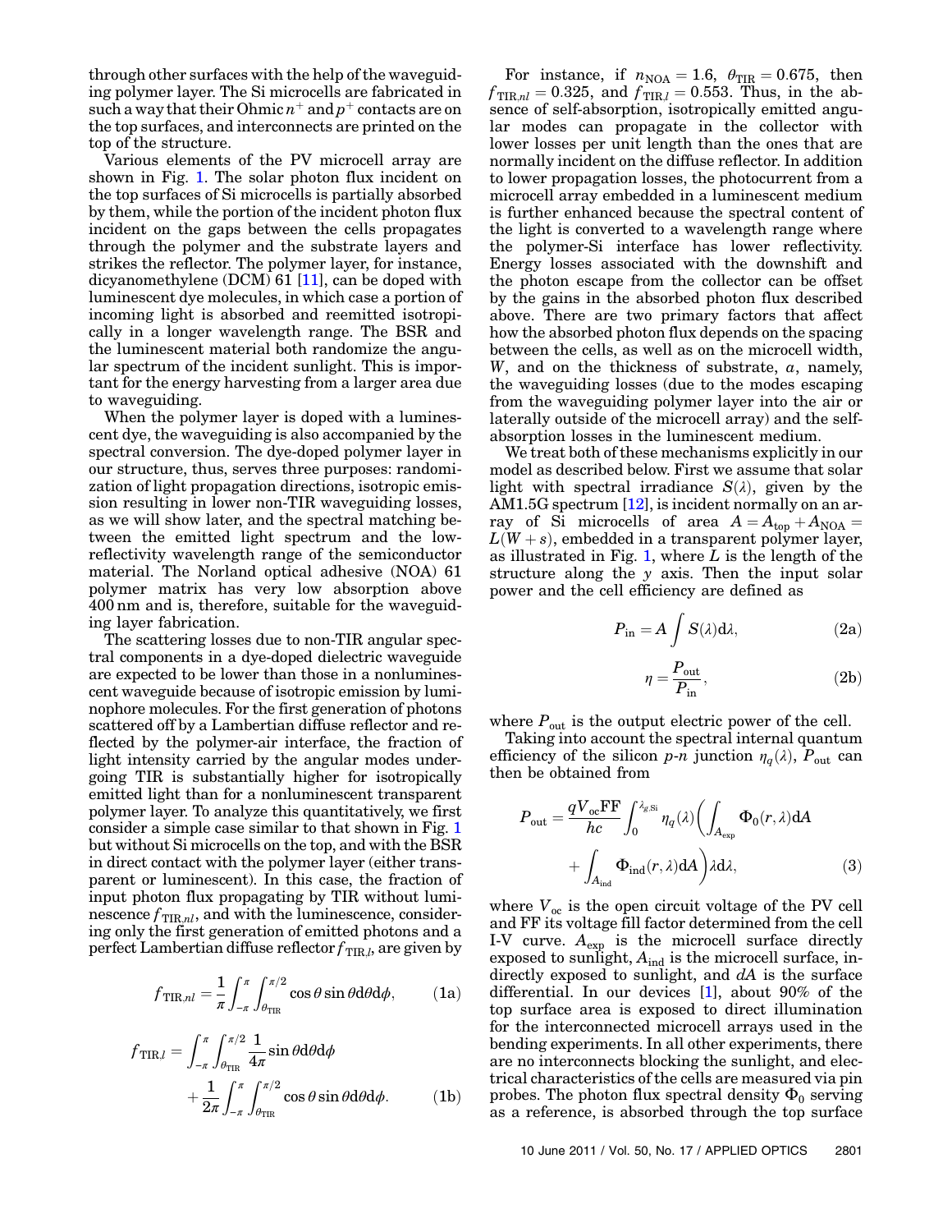through other surfaces with the help of the waveguiding polymer layer. The Si microcells are fabricated in such a way that their Ohmic $n^+$ and $p^+$ contacts are on the top surfaces, and interconnects are printed on the top of the structure.

Various elements of the PV microcell array are shown in Fig. 1. The solar photon flux incident on the top surfaces of Si microcells is partially absorbed by them, while the portion of the incident photon flux incident on the gaps between the cells propagates through the polymer and the substrate layers and strikes the reflector. The polymer layer, for instance, dicyanomethylene (DCM) 61 [11], can be doped with luminescent dye molecules, in which case a portion of incoming light is absorbed and reemitted isotropically in a longer wavelength range. The BSR and the luminescent material both randomize the angular spectrum of the incident sunlight. This is important for the energy harvesting from a larger area due to waveguiding.

When the polymer layer is doped with a luminescent dye, the waveguiding is also accompanied by the spectral conversion. The dye-doped polymer layer in our structure, thus, serves three purposes: randomization of light propagation directions, isotropic emission resulting in lower non-TIR waveguiding losses, as we will show later, and the spectral matching between the emitted light spectrum and the low-reflectivity wavelength range of the semiconductor material. The Norland optical adhesive (NOA) 61 polymer matrix has very low absorption above 400 nm and is, therefore, suitable for the waveguiding layer fabrication.

The scattering losses due to non-TIR angular spectral components in a dye-doped dielectric waveguide are expected to be lower than those in a nonluminescent waveguide because of isotropic emission by luminophore molecules. For the first generation of photons scattered off by a Lambertian diffuse reflector and reflected by the polymer-air interface, the fraction of light intensity carried by the angular modes undergoing TIR is substantially higher for isotropically emitted light than for a nonluminescent transparent polymer layer. To analyze this quantitatively, we first consider a simple case similar to that shown in Fig. 1 but without Si microcells on the top, and with the BSR in direct contact with the polymer layer (either transparent or luminescent). In this case, the fraction of input photon flux propagating by TIR without luminescence $f_{\mathrm{TIR},nl}$, and with the luminescence, considering only the first generation of emitted photons and a perfect Lambertian diffuse reflector $f_{\mathrm{TIR},l}$, are given by

$$f_{\mathrm{TIR},nl} = \frac{1}{\pi}\int_{-\pi}^{\pi}\int_{\theta_{\mathrm{TIR}}}^{\pi/2}\cos\theta\sin\theta \mathrm{d}\theta \mathrm{d}\phi, \qquad (1a)$$

$$f_{\mathrm{TIR},l} = \int_{-\pi}^{\pi}\int_{\theta_{\mathrm{TIR}}}^{\pi/2}\frac{1}{4\pi}\sin\theta \mathrm{d}\theta \mathrm{d}\phi + \frac{1}{2\pi}\int_{-\pi}^{\pi}\int_{\theta_{\mathrm{TIR}}}^{\pi/2}\cos\theta\sin\theta \mathrm{d}\theta \mathrm{d}\phi. \qquad (1b)$$

For instance, if $n_{\mathrm{NOA}} = 1.6$, $\theta_{\mathrm{TIR}} = 0.675$, then $f_{\mathrm{TIR},nl} = 0.325$, and $f_{\mathrm{TIR},l} = 0.553$. Thus, in the absence of self-absorption, isotropically emitted angular modes can propagate in the collector with lower losses per unit length than the ones that are normally incident on the diffuse reflector. In addition to lower propagation losses, the photocurrent from a microcell array embedded in a luminescent medium is further enhanced because the spectral content of the light is converted to a wavelength range where the polymer-Si interface has lower reflectivity. Energy losses associated with the downshift and the photon escape from the collector can be offset by the gains in the absorbed photon flux described above. There are two primary factors that affect how the absorbed photon flux depends on the spacing between the cells, as well as on the microcell width, $W$, and on the thickness of substrate, $a$, namely, the waveguiding losses (due to the modes escaping from the waveguiding polymer layer into the air or laterally outside of the microcell array) and the self-absorption losses in the luminescent medium.

We treat both of these mechanisms explicitly in our model as described below. First we assume that solar light with spectral irradiance $S(\lambda)$, given by the AM1.5G spectrum [12], is incident normally on an array of Si microcells of area $A = A_{\mathrm{top}} + A_{\mathrm{NOA}} = L(W+s)$, embedded in a transparent polymer layer, as illustrated in Fig. 1, where $L$ is the length of the structure along the $y$ axis. Then the input solar power and the cell efficiency are defined as

$$P_{\mathrm{in}} = A\int S(\lambda)\mathrm{d}\lambda, \qquad (2a)$$

$$\eta = \frac{P_{\mathrm{out}}}{P_{\mathrm{in}}}, \qquad (2b)$$

where $P_{\mathrm{out}}$ is the output electric power of the cell.

Taking into account the spectral internal quantum efficiency of the silicon $p$-$n$ junction $\eta_q(\lambda)$, $P_{\mathrm{out}}$ can then be obtained from

$$P_{\mathrm{out}} = \frac{qV_{\mathrm{oc}}\mathrm{FF}}{hc}\int_0^{\lambda_{g,\mathrm{Si}}}\eta_q(\lambda)\left(\int_{A_{\mathrm{exp}}}\Phi_0(r,\lambda)\mathrm{d}A + \int_{A_{\mathrm{ind}}}\Phi_{\mathrm{ind}}(r,\lambda)\mathrm{d}A\right)\lambda \mathrm{d}\lambda, \qquad (3)$$

where $V_{\mathrm{oc}}$ is the open circuit voltage of the PV cell and FF its voltage fill factor determined from the cell I-V curve. $A_{\mathrm{exp}}$ is the microcell surface directly exposed to sunlight, $A_{\mathrm{ind}}$ is the microcell surface, indirectly exposed to sunlight, and $dA$ is the surface differential. In our devices [1], about 90% of the top surface area is exposed to direct illumination for the interconnected microcell arrays used in the bending experiments. In all other experiments, there are no interconnects blocking the sunlight, and electrical characteristics of the cells are measured via pin probes. The photon flux spectral density $\Phi_0$ serving as a reference, is absorbed through the top surface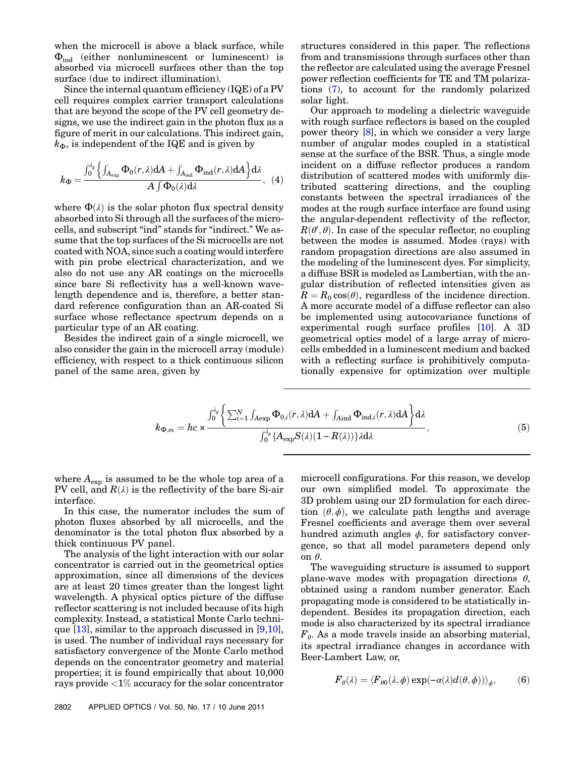when the microcell is above a black surface, while $\Phi_{\mathrm{ind}}$ (either nonluminescent or luminescent) is absorbed via microcell surfaces other than the top surface (due to indirect illumination).

Since the internal quantum efficiency (IQE) of a PV cell requires complex carrier transport calculations that are beyond the scope of the PV cell geometry designs, we use the indirect gain in the photon flux as a figure of merit in our calculations. This indirect gain, $k_{\Phi}$, is independent of the IQE and is given by

$$k_{\Phi} = \frac{\int_0^{\lambda_g} \left\{ \int_{A_{\mathrm{exp}}} \Phi_0(r,\lambda)\mathrm{d}A + \int_{A_{\mathrm{ind}}} \Phi_{\mathrm{ind}}(r,\lambda)\mathrm{d}A \right\} \mathrm{d}\lambda}{A \int \Phi_0(\lambda)\mathrm{d}\lambda}, \quad (4)$$

where $\Phi(\lambda)$ is the solar photon flux spectral density absorbed into Si through all the surfaces of the microcells, and subscript "ind" stands for "indirect." We assume that the top surfaces of the Si microcells are not coated with NOA, since such a coating would interfere with pin probe electrical characterization, and we also do not use any AR coatings on the microcells since bare Si reflectivity has a well-known wavelength dependence and is, therefore, a better standard reference configuration than an AR-coated Si surface whose reflectance spectrum depends on a particular type of an AR coating.

Besides the indirect gain of a single microcell, we also consider the gain in the microcell array (module) efficiency, with respect to a thick continuous silicon panel of the same area, given by

$$k_{\Phi,m} = hc \times \frac{\int_0^{\lambda_g} \left\{ \sum_{i=1}^{N} \int_{A\mathrm{exp}} \Phi_{0,i}(r,\lambda)\mathrm{d}A + \int_{A\mathrm{ind}} \Phi_{\mathrm{ind},i}(r,\lambda)\mathrm{d}A \right\} \mathrm{d}\lambda}{\int_0^{\lambda_g} \{A_{\mathrm{exp}} S(\lambda)(1 - R(\lambda))\} \lambda \mathrm{d}\lambda}, \quad (5)$$

where $A_{\mathrm{exp}}$ is assumed to be the whole top area of a PV cell, and $R(\lambda)$ is the reflectivity of the bare Si-air interface.

In this case, the numerator includes the sum of photon fluxes absorbed by all microcells, and the denominator is the total photon flux absorbed by a thick continuous PV panel.

The analysis of the light interaction with our solar concentrator is carried out in the geometrical optics approximation, since all dimensions of the devices are at least 20 times greater than the longest light wavelength. A physical optics picture of the diffuse reflector scattering is not included because of its high complexity. Instead, a statistical Monte Carlo technique [13], similar to the approach discussed in [9,10], is used. The number of individual rays necessary for satisfactory convergence of the Monte Carlo method depends on the concentrator geometry and material properties; it is found empirically that about 10,000 rays provide <1% accuracy for the solar concentrator structures considered in this paper. The reflections from and transmissions through surfaces other than the reflector are calculated using the average Fresnel power reflection coefficients for TE and TM polarizations (7), to account for the randomly polarized solar light.

Our approach to modeling a dielectric waveguide with rough surface reflectors is based on the coupled power theory [8], in which we consider a very large number of angular modes coupled in a statistical sense at the surface of the BSR. Thus, a single mode incident on a diffuse reflector produces a random distribution of scattered modes with uniformly distributed scattering directions, and the coupling constants between the spectral irradiances of the modes at the rough surface interface are found using the angular-dependent reflectivity of the reflector, $R(\theta', \theta)$. In case of the specular reflector, no coupling between the modes is assumed. Modes (rays) with random propagation directions are also assumed in the modeling of the luminescent dyes. For simplicity, a diffuse BSR is modeled as Lambertian, with the angular distribution of reflected intensities given as $R = R_0 \cos(\theta)$, regardless of the incidence direction. A more accurate model of a diffuse reflector can also be implemented using autocovariance functions of experimental rough surface profiles [10]. A 3D geometrical optics model of a large array of microcells embedded in a luminescent medium and backed with a reflecting surface is prohibitively computationally expensive for optimization over multiple microcell configurations. For this reason, we develop our own simplified model. To approximate the 3D problem using our 2D formulation for each direction $(\theta, \phi)$, we calculate path lengths and average Fresnel coefficients and average them over several hundred azimuth angles $\phi$, for satisfactory convergence, so that all model parameters depend only on $\theta$.

The waveguiding structure is assumed to support plane-wave modes with propagation directions $\theta$, obtained using a random number generator. Each propagating mode is considered to be statistically independent. Besides its propagation direction, each mode is also characterized by its spectral irradiance $F_{\theta}$. As a mode travels inside an absorbing material, its spectral irradiance changes in accordance with Beer-Lambert Law, or,

$$F_{\theta}(\lambda) = \langle F_{\theta 0}(\lambda, \phi) \exp(-\alpha(\lambda) d(\theta, \phi)) \rangle_{\phi}, \quad (6)$$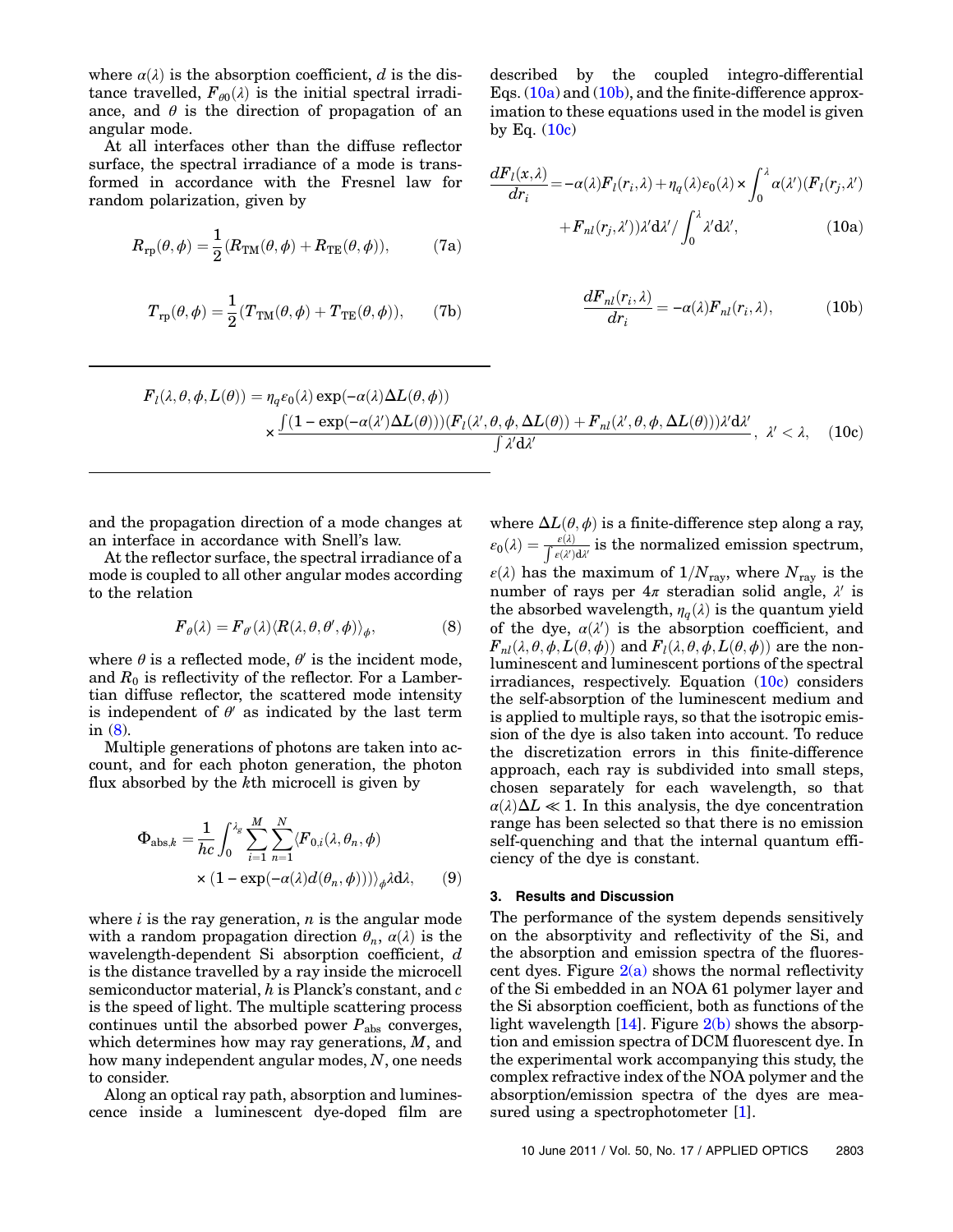where $\alpha(\lambda)$ is the absorption coefficient, $d$ is the distance travelled, $F_{\theta 0}(\lambda)$ is the initial spectral irradiance, and $\theta$ is the direction of propagation of an angular mode.

At all interfaces other than the diffuse reflector surface, the spectral irradiance of a mode is transformed in accordance with the Fresnel law for random polarization, given by

$$R_{\text{rp}}(\theta,\phi) = \frac{1}{2}(R_{\text{TM}}(\theta,\phi) + R_{\text{TE}}(\theta,\phi)), \tag{7a}$$

$$T_{\text{rp}}(\theta,\phi) = \frac{1}{2}(T_{\text{TM}}(\theta,\phi) + T_{\text{TE}}(\theta,\phi)), \tag{7b}$$

and the propagation direction of a mode changes at an interface in accordance with Snell's law.

At the reflector surface, the spectral irradiance of a mode is coupled to all other angular modes according to the relation

$$F_{\theta}(\lambda) = F_{\theta'}(\lambda)\langle R(\lambda,\theta,\theta',\phi)\rangle_{\phi}, \tag{8}$$

where $\theta$ is a reflected mode, $\theta'$ is the incident mode, and $R_0$ is reflectivity of the reflector. For a Lambertian diffuse reflector, the scattered mode intensity is independent of $\theta'$ as indicated by the last term in (8).

Multiple generations of photons are taken into account, and for each photon generation, the photon flux absorbed by the $k$th microcell is given by

$$\Phi_{\text{abs},k} = \frac{1}{hc}\int_0^{\lambda_g}\sum_{i=1}^{M}\sum_{n=1}^{N}\langle F_{0,i}(\lambda,\theta_n,\phi) \times (1-\exp(-\alpha(\lambda)d(\theta_n,\phi)))\rangle_{\phi}\lambda \mathrm{d}\lambda, \tag{9}$$

where $i$ is the ray generation, $n$ is the angular mode with a random propagation direction $\theta_n$, $\alpha(\lambda)$ is the wavelength-dependent Si absorption coefficient, $d$ is the distance travelled by a ray inside the microcell semiconductor material, $h$ is Planck's constant, and $c$ is the speed of light. The multiple scattering process continues until the absorbed power $P_{\text{abs}}$ converges, which determines how may ray generations, $M$, and how many independent angular modes, $N$, one needs to consider.

Along an optical ray path, absorption and luminescence inside a luminescent dye-doped film are described by the coupled integro-differential Eqs. (10a) and (10b), and the finite-difference approximation to these equations used in the model is given by Eq. (10c)

$$\frac{dF_l(x,\lambda)}{dr_i} = -\alpha(\lambda)F_l(r_i,\lambda) + \eta_q(\lambda)\varepsilon_0(\lambda)\times\int_0^{\lambda}\alpha(\lambda')(F_l(r_j,\lambda') + F_{nl}(r_j,\lambda'))\lambda'\mathrm{d}\lambda'\Big/\int_0^{\lambda}\lambda'\mathrm{d}\lambda', \tag{10a}$$

$$\frac{dF_{nl}(r_i,\lambda)}{dr_i} = -\alpha(\lambda)F_{nl}(r_i,\lambda), \tag{10b}$$

$$F_l(\lambda,\theta,\phi,L(\theta)) = \eta_q\varepsilon_0(\lambda)\exp(-\alpha(\lambda)\Delta L(\theta,\phi)) \times \frac{\int(1-\exp(-\alpha(\lambda')\Delta L(\theta)))(F_l(\lambda',\theta,\phi,\Delta L(\theta)) + F_{nl}(\lambda',\theta,\phi,\Delta L(\theta)))\lambda'\mathrm{d}\lambda'}{\int\lambda'\mathrm{d}\lambda'},\ \lambda' < \lambda, \tag{10c}$$

where $\Delta L(\theta,\phi)$ is a finite-difference step along a ray, $\varepsilon_0(\lambda) = \frac{\varepsilon(\lambda)}{\int\varepsilon(\lambda')\mathrm{d}\lambda'}$ is the normalized emission spectrum, $\varepsilon(\lambda)$ has the maximum of $1/N_{\text{ray}}$, where $N_{\text{ray}}$ is the number of rays per $4\pi$ steradian solid angle, $\lambda'$ is the absorbed wavelength, $\eta_q(\lambda)$ is the quantum yield of the dye, $\alpha(\lambda')$ is the absorption coefficient, and $F_{nl}(\lambda,\theta,\phi,L(\theta,\phi))$ and $F_l(\lambda,\theta,\phi,L(\theta,\phi))$ are the nonluminescent and luminescent portions of the spectral irradiances, respectively. Equation (10c) considers the self-absorption of the luminescent medium and is applied to multiple rays, so that the isotropic emission of the dye is also taken into account. To reduce the discretization errors in this finite-difference approach, each ray is subdivided into small steps, chosen separately for each wavelength, so that $\alpha(\lambda)\Delta L \ll 1$. In this analysis, the dye concentration range has been selected so that there is no emission self-quenching and that the internal quantum efficiency of the dye is constant.

### 3. Results and Discussion

The performance of the system depends sensitively on the absorptivity and reflectivity of the Si, and the absorption and emission spectra of the fluorescent dyes. Figure 2(a) shows the normal reflectivity of the Si embedded in an NOA 61 polymer layer and the Si absorption coefficient, both as functions of the light wavelength [14]. Figure 2(b) shows the absorption and emission spectra of DCM fluorescent dye. In the experimental work accompanying this study, the complex refractive index of the NOA polymer and the absorption/emission spectra of the dyes are measured using a spectrophotometer [1].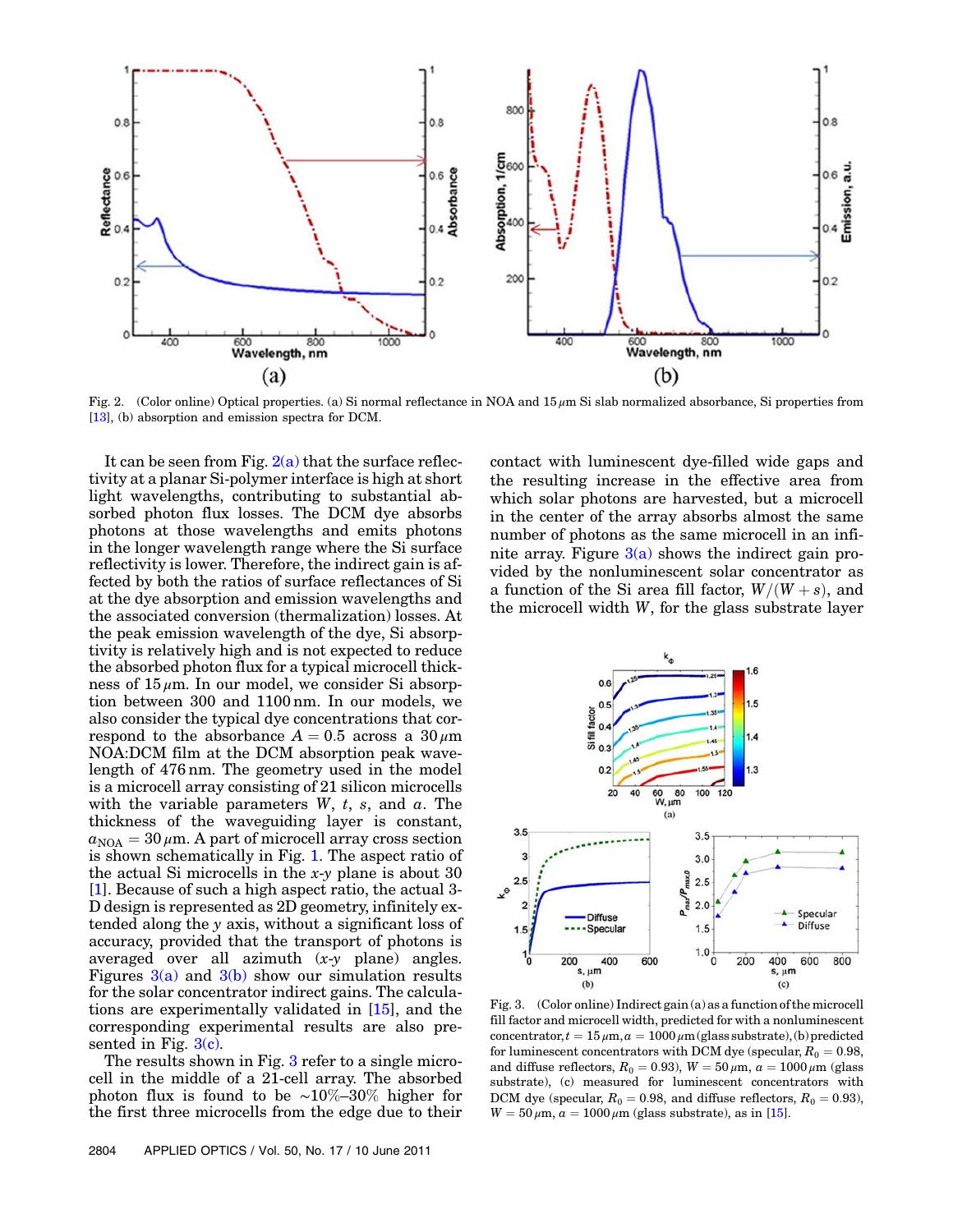Fig. 2. (Color online) Optical properties. (a) Si normal reflectance in NOA and 15 $\mu$m Si slab normalized absorbance, Si properties from [13], (b) absorption and emission spectra for DCM.

It can be seen from Fig. 2(a) that the surface reflectivity at a planar Si-polymer interface is high at short light wavelengths, contributing to substantial absorbed photon flux losses. The DCM dye absorbs photons at those wavelengths and emits photons in the longer wavelength range where the Si surface reflectivity is lower. Therefore, the indirect gain is affected by both the ratios of surface reflectances of Si at the dye absorption and emission wavelengths and the associated conversion (thermalization) losses. At the peak emission wavelength of the dye, Si absorptivity is relatively high and is not expected to reduce the absorbed photon flux for a typical microcell thickness of 15 $\mu$m. In our model, we consider Si absorption between 300 and 1100 nm. In our models, we also consider the typical dye concentrations that correspond to the absorbance $A = 0.5$ across a 30 $\mu$m NOA:DCM film at the DCM absorption peak wavelength of 476 nm. The geometry used in the model is a microcell array consisting of 21 silicon microcells with the variable parameters $W$, $t$, $s$, and $a$. The thickness of the waveguiding layer is constant, $a_{NOA} = 30\,\mu$m. A part of microcell array cross section is shown schematically in Fig. 1. The aspect ratio of the actual Si microcells in the $x$-$y$ plane is about 30 [1]. Because of such a high aspect ratio, the actual 3-D design is represented as 2D geometry, infinitely extended along the $y$ axis, without a significant loss of accuracy, provided that the transport of photons is averaged over all azimuth ($x$-$y$ plane) angles. Figures 3(a) and 3(b) show our simulation results for the solar concentrator indirect gains. The calculations are experimentally validated in [15], and the corresponding experimental results are also presented in Fig. 3(c).

The results shown in Fig. 3 refer to a single microcell in the middle of a 21-cell array. The absorbed photon flux is found to be ~10%–30% higher for the first three microcells from the edge due to their contact with luminescent dye-filled wide gaps and the resulting increase in the effective area from which solar photons are harvested, but a microcell in the center of the array absorbs almost the same number of photons as the same microcell in an infinite array. Figure 3(a) shows the indirect gain provided by the nonluminescent solar concentrator as a function of the Si area fill factor, $W/(W+s)$, and the microcell width $W$, for the glass substrate layer

Fig. 3. (Color online) Indirect gain (a) as a function of the microcell fill factor and microcell width, predicted for with a nonluminescent concentrator, $t = 15\,\mu$m, $a = 1000\,\mu$m (glass substrate), (b) predicted for luminescent concentrators with DCM dye (specular, $R_0 = 0.98$, and diffuse reflectors, $R_0 = 0.93$), $W = 50\,\mu$m, $a = 1000\,\mu$m (glass substrate), (c) measured for luminescent concentrators with DCM dye (specular, $R_0 = 0.98$, and diffuse reflectors, $R_0 = 0.93$), $W = 50\,\mu$m, $a = 1000\,\mu$m (glass substrate), as in [15].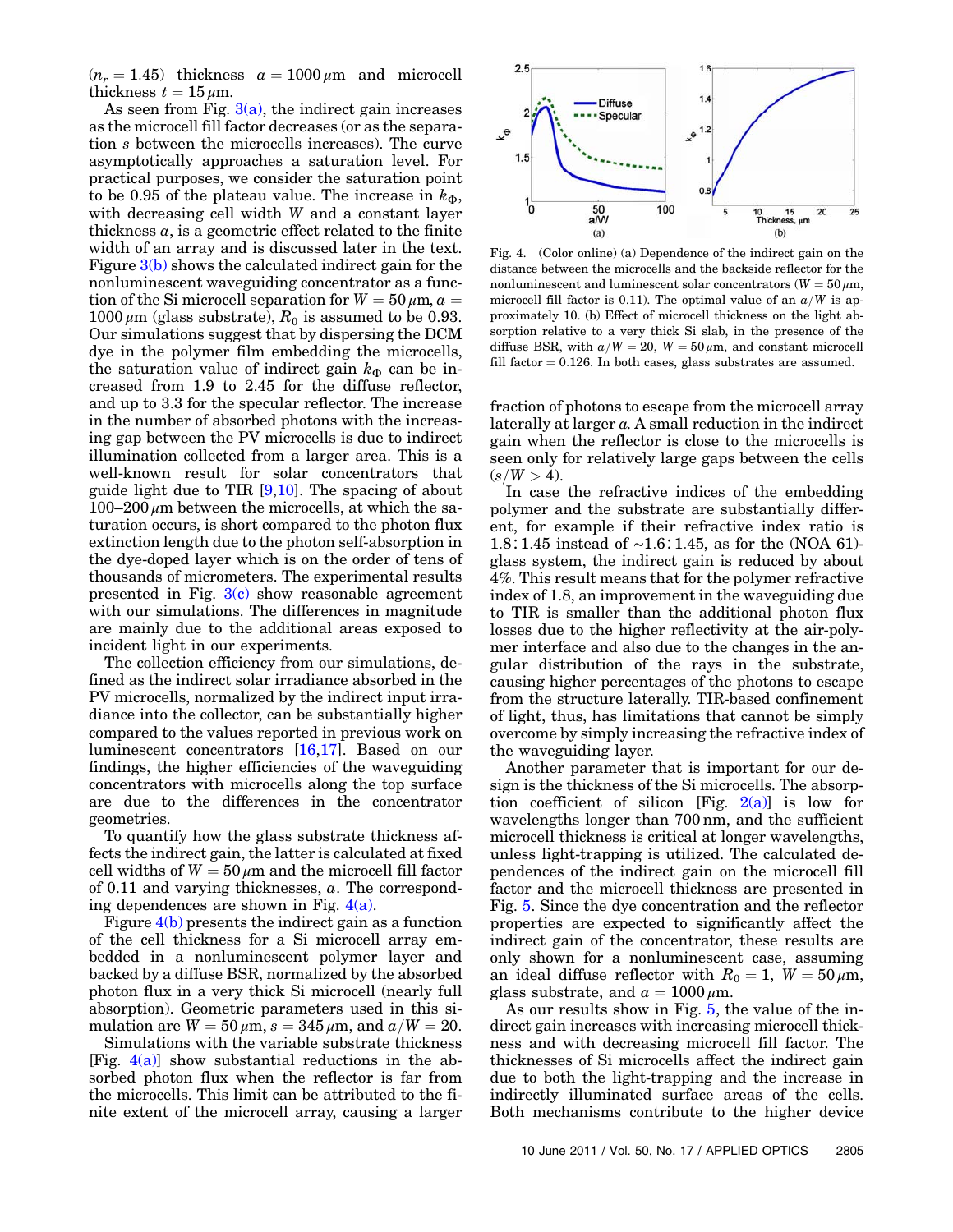($n_r = 1.45$) thickness $a = 1000\,\mu$m and microcell thickness $t = 15\,\mu$m.

As seen from Fig. 3(a), the indirect gain increases as the microcell fill factor decreases (or as the separation $s$ between the microcells increases). The curve asymptotically approaches a saturation level. For practical purposes, we consider the saturation point to be 0.95 of the plateau value. The increase in $k_\Phi$, with decreasing cell width $W$ and a constant layer thickness $a$, is a geometric effect related to the finite width of an array and is discussed later in the text. Figure 3(b) shows the calculated indirect gain for the nonluminescent waveguiding concentrator as a function of the Si microcell separation for $W = 50\,\mu$m, $a = 1000\,\mu$m (glass substrate), $R_0$ is assumed to be 0.93. Our simulations suggest that by dispersing the DCM dye in the polymer film embedding the microcells, the saturation value of indirect gain $k_\Phi$ can be increased from 1.9 to 2.45 for the diffuse reflector, and up to 3.3 for the specular reflector. The increase in the number of absorbed photons with the increasing gap between the PV microcells is due to indirect illumination collected from a larger area. This is a well-known result for solar concentrators that guide light due to TIR [9,10]. The spacing of about 100–200 $\mu$m between the microcells, at which the saturation occurs, is short compared to the photon flux extinction length due to the photon self-absorption in the dye-doped layer which is on the order of tens of thousands of micrometers. The experimental results presented in Fig. 3(c) show reasonable agreement with our simulations. The differences in magnitude are mainly due to the additional areas exposed to incident light in our experiments.

The collection efficiency from our simulations, defined as the indirect solar irradiance absorbed in the PV microcells, normalized by the indirect input irradiance into the collector, can be substantially higher compared to the values reported in previous work on luminescent concentrators [16,17]. Based on our findings, the higher efficiencies of the waveguiding concentrators with microcells along the top surface are due to the differences in the concentrator geometries.

To quantify how the glass substrate thickness affects the indirect gain, the latter is calculated at fixed cell widths of $W = 50\,\mu$m and the microcell fill factor of 0.11 and varying thicknesses, $a$. The corresponding dependences are shown in Fig. 4(a).

Figure 4(b) presents the indirect gain as a function of the cell thickness for a Si microcell array embedded in a nonluminescent polymer layer and backed by a diffuse BSR, normalized by the absorbed photon flux in a very thick Si microcell (nearly full absorption). Geometric parameters used in this simulation are $W = 50\,\mu$m, $s = 345\,\mu$m, and $a/W = 20$.

Simulations with the variable substrate thickness [Fig. 4(a)] show substantial reductions in the absorbed photon flux when the reflector is far from the microcells. This limit can be attributed to the finite extent of the microcell array, causing a larger fraction of photons to escape from the microcell array laterally at larger $a$. A small reduction in the indirect gain when the reflector is close to the microcells is seen only for relatively large gaps between the cells ($s/W > 4$).

Fig. 4. (Color online) (a) Dependence of the indirect gain on the distance between the microcells and the backside reflector for the nonluminescent and luminescent solar concentrators ($W = 50\,\mu$m, microcell fill factor is 0.11). The optimal value of an $a/W$ is approximately 10. (b) Effect of microcell thickness on the light absorption relative to a very thick Si slab, in the presence of the diffuse BSR, with $a/W = 20$, $W = 50\,\mu$m, and constant microcell fill factor = 0.126. In both cases, glass substrates are assumed.

In case the refractive indices of the embedding polymer and the substrate are substantially different, for example if their refractive index ratio is 1.8∶1.45 instead of ~1.6∶1.45, as for the (NOA 61)-glass system, the indirect gain is reduced by about 4%. This result means that for the polymer refractive index of 1.8, an improvement in the waveguiding due to TIR is smaller than the additional photon flux losses due to the higher reflectivity at the air-polymer interface and also due to the changes in the angular distribution of the rays in the substrate, causing higher percentages of the photons to escape from the structure laterally. TIR-based confinement of light, thus, has limitations that cannot be simply overcome by simply increasing the refractive index of the waveguiding layer.

Another parameter that is important for our design is the thickness of the Si microcells. The absorption coefficient of silicon [Fig. 2(a)] is low for wavelengths longer than 700 nm, and the sufficient microcell thickness is critical at longer wavelengths, unless light-trapping is utilized. The calculated dependences of the indirect gain on the microcell fill factor and the microcell thickness are presented in Fig. 5. Since the dye concentration and the reflector properties are expected to significantly affect the indirect gain of the concentrator, these results are only shown for a nonluminescent case, assuming an ideal diffuse reflector with $R_0 = 1$, $W = 50\,\mu$m, glass substrate, and $a = 1000\,\mu$m.

As our results show in Fig. 5, the value of the indirect gain increases with increasing microcell thickness and with decreasing microcell fill factor. The thicknesses of Si microcells affect the indirect gain due to both the light-trapping and the increase in indirectly illuminated surface areas of the cells. Both mechanisms contribute to the higher device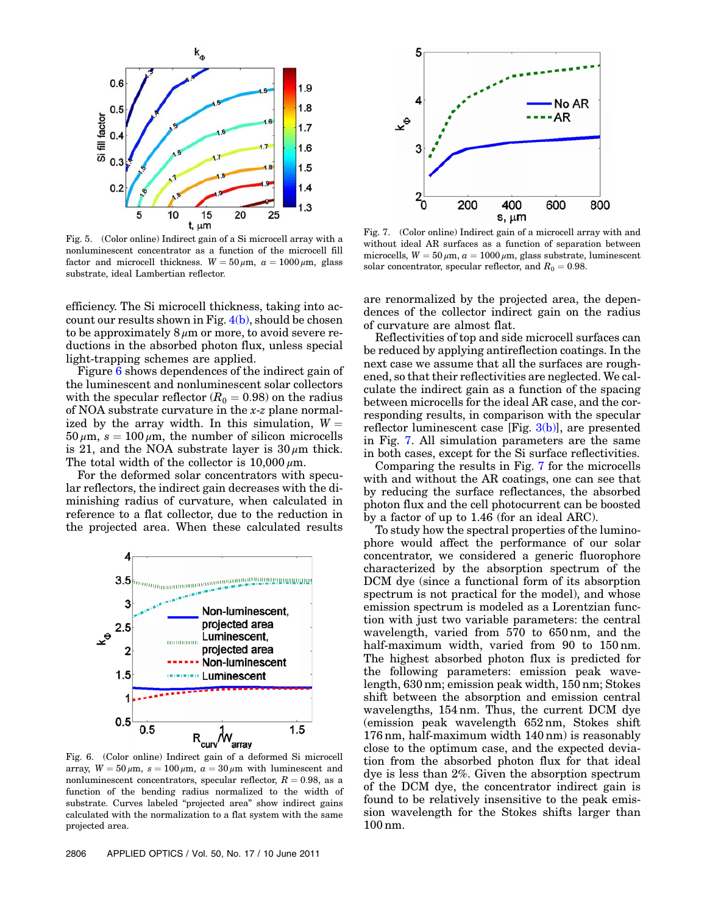Fig. 5. (Color online) Indirect gain of a Si microcell array with a nonluminescent concentrator as a function of the microcell fill factor and microcell thickness. $W = 50\,\mu$m, $a = 1000\,\mu$m, glass substrate, ideal Lambertian reflector.

Fig. 7. (Color online) Indirect gain of a microcell array with and without ideal AR surfaces as a function of separation between microcells, $W = 50\,\mu$m, $a = 1000\,\mu$m, glass substrate, luminescent solar concentrator, specular reflector, and $R_0 = 0.98$.

efficiency. The Si microcell thickness, taking into account our results shown in Fig. 4(b), should be chosen to be approximately $8\,\mu$m or more, to avoid severe reductions in the absorbed photon flux, unless special light-trapping schemes are applied.

Figure 6 shows dependences of the indirect gain of the luminescent and nonluminescent solar collectors with the specular reflector ($R_0 = 0.98$) on the radius of NOA substrate curvature in the $x$-$z$ plane normalized by the array width. In this simulation, $W = 50\,\mu$m, $s = 100\,\mu$m, the number of silicon microcells is 21, and the NOA substrate layer is $30\,\mu$m thick. The total width of the collector is $10{,}000\,\mu$m.

For the deformed solar concentrators with specular reflectors, the indirect gain decreases with the diminishing radius of curvature, when calculated in reference to a flat collector, due to the reduction in the projected area. When these calculated results are renormalized by the projected area, the dependences of the collector indirect gain on the radius of curvature are almost flat.

Fig. 6. (Color online) Indirect gain of a deformed Si microcell array, $W = 50\,\mu$m, $s = 100\,\mu$m, $a = 30\,\mu$m with luminescent and nonluminescent concentrators, specular reflector, $R = 0.98$, as a function of the bending radius normalized to the width of substrate. Curves labeled "projected area" show indirect gains calculated with the normalization to a flat system with the same projected area.

Reflectivities of top and side microcell surfaces can be reduced by applying antireflection coatings. In the next case we assume that all the surfaces are roughened, so that their reflectivities are neglected. We calculate the indirect gain as a function of the spacing between microcells for the ideal AR case, and the corresponding results, in comparison with the specular reflector luminescent case [Fig. 3(b)], are presented in Fig. 7. All simulation parameters are the same in both cases, except for the Si surface reflectivities.

Comparing the results in Fig. 7 for the microcells with and without the AR coatings, one can see that by reducing the surface reflectances, the absorbed photon flux and the cell photocurrent can be boosted by a factor of up to 1.46 (for an ideal ARC).

To study how the spectral properties of the luminophore would affect the performance of our solar concentrator, we considered a generic fluorophore characterized by the absorption spectrum of the DCM dye (since a functional form of its absorption spectrum is not practical for the model), and whose emission spectrum is modeled as a Lorentzian function with just two variable parameters: the central wavelength, varied from 570 to 650 nm, and the half-maximum width, varied from 90 to 150 nm. The highest absorbed photon flux is predicted for the following parameters: emission peak wavelength, 630 nm; emission peak width, 150 nm; Stokes shift between the absorption and emission central wavelengths, 154 nm. Thus, the current DCM dye (emission peak wavelength 652 nm, Stokes shift 176 nm, half-maximum width 140 nm) is reasonably close to the optimum case, and the expected deviation from the absorbed photon flux for that ideal dye is less than 2%. Given the absorption spectrum of the DCM dye, the concentrator indirect gain is found to be relatively insensitive to the peak emission wavelength for the Stokes shifts larger than 100 nm.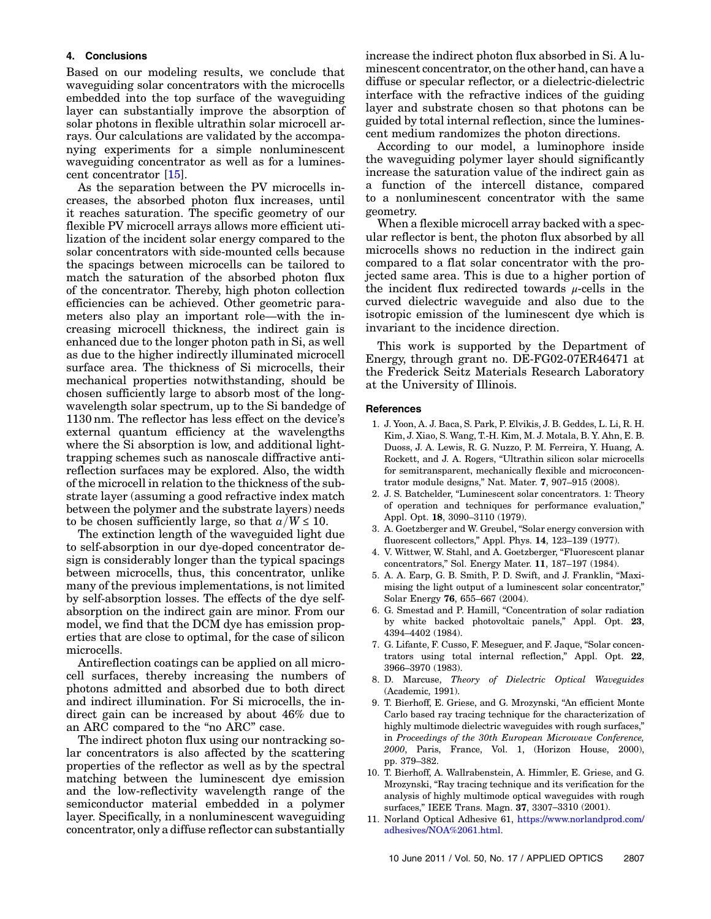## 4. Conclusions

Based on our modeling results, we conclude that waveguiding solar concentrators with the microcells embedded into the top surface of the waveguiding layer can substantially improve the absorption of solar photons in flexible ultrathin solar microcell arrays. Our calculations are validated by the accompanying experiments for a simple nonluminescent waveguiding concentrator as well as for a luminescent concentrator [15].

As the separation between the PV microcells increases, the absorbed photon flux increases, until it reaches saturation. The specific geometry of our flexible PV microcell arrays allows more efficient utilization of the incident solar energy compared to the solar concentrators with side-mounted cells because the spacings between microcells can be tailored to match the saturation of the absorbed photon flux of the concentrator. Thereby, high photon collection efficiencies can be achieved. Other geometric parameters also play an important role—with the increasing microcell thickness, the indirect gain is enhanced due to the longer photon path in Si, as well as due to the higher indirectly illuminated microcell surface area. The thickness of Si microcells, their mechanical properties notwithstanding, should be chosen sufficiently large to absorb most of the long-wavelength solar spectrum, up to the Si bandedge of 1130 nm. The reflector has less effect on the device's external quantum efficiency at the wavelengths where the Si absorption is low, and additional light-trapping schemes such as nanoscale diffractive antireflection surfaces may be explored. Also, the width of the microcell in relation to the thickness of the substrate layer (assuming a good refractive index match between the polymer and the substrate layers) needs to be chosen sufficiently large, so that $a/W \leq 10$.

The extinction length of the waveguided light due to self-absorption in our dye-doped concentrator design is considerably longer than the typical spacings between microcells, thus, this concentrator, unlike many of the previous implementations, is not limited by self-absorption losses. The effects of the dye self-absorption on the indirect gain are minor. From our model, we find that the DCM dye has emission properties that are close to optimal, for the case of silicon microcells.

Antireflection coatings can be applied on all microcell surfaces, thereby increasing the numbers of photons admitted and absorbed due to both direct and indirect illumination. For Si microcells, the indirect gain can be increased by about 46% due to an ARC compared to the "no ARC" case.

The indirect photon flux using our nontracking solar concentrators is also affected by the scattering properties of the reflector as well as by the spectral matching between the luminescent dye emission and the low-reflectivity wavelength range of the semiconductor material embedded in a polymer layer. Specifically, in a nonluminescent waveguiding concentrator, only a diffuse reflector can substantially increase the indirect photon flux absorbed in Si. A luminescent concentrator, on the other hand, can have a diffuse or specular reflector, or a dielectric-dielectric interface with the refractive indices of the guiding layer and substrate chosen so that photons can be guided by total internal reflection, since the luminescent medium randomizes the photon directions.

According to our model, a luminophore inside the waveguiding polymer layer should significantly increase the saturation value of the indirect gain as a function of the intercell distance, compared to a nonluminescent concentrator with the same geometry.

When a flexible microcell array backed with a specular reflector is bent, the photon flux absorbed by all microcells shows no reduction in the indirect gain compared to a flat solar concentrator with the projected same area. This is due to a higher portion of the incident flux redirected towards $\mu$-cells in the curved dielectric waveguide and also due to the isotropic emission of the luminescent dye which is invariant to the incidence direction.

This work is supported by the Department of Energy, through grant no. DE-FG02-07ER46471 at the Frederick Seitz Materials Research Laboratory at the University of Illinois.

## References

1. J. Yoon, A. J. Baca, S. Park, P. Elvikis, J. B. Geddes, L. Li, R. H. Kim, J. Xiao, S. Wang, T.-H. Kim, M. J. Motala, B. Y. Ahn, E. B. Duoss, J. A. Lewis, R. G. Nuzzo, P. M. Ferreira, Y. Huang, A. Rockett, and J. A. Rogers, "Ultrathin silicon solar microcells for semitransparent, mechanically flexible and microconcentrator module designs," Nat. Mater. **7**, 907–915 (2008).
2. J. S. Batchelder, "Luminescent solar concentrators. 1: Theory of operation and techniques for performance evaluation," Appl. Opt. **18**, 3090–3110 (1979).
3. A. Goetzberger and W. Greubel, "Solar energy conversion with fluorescent collectors," Appl. Phys. **14**, 123–139 (1977).
4. V. Wittwer, W. Stahl, and A. Goetzberger, "Fluorescent planar concentrators," Sol. Energy Mater. **11**, 187–197 (1984).
5. A. A. Earp, G. B. Smith, P. D. Swift, and J. Franklin, "Maximising the light output of a luminescent solar concentrator," Solar Energy **76**, 655–667 (2004).
6. G. Smestad and P. Hamill, "Concentration of solar radiation by white backed photovoltaic panels," Appl. Opt. **23**, 4394–4402 (1984).
7. G. Lifante, F. Cusso, F. Meseguer, and F. Jaque, "Solar concentrators using total internal reflection," Appl. Opt. **22**, 3966–3970 (1983).
8. D. Marcuse, *Theory of Dielectric Optical Waveguides* (Academic, 1991).
9. T. Bierhoff, E. Griese, and G. Mrozynski, "An efficient Monte Carlo based ray tracing technique for the characterization of highly multimode dielectric waveguides with rough surfaces," in *Proceedings of the 30th European Microwave Conference, 2000*, Paris, France, Vol. 1, (Horizon House, 2000), pp. 379–382.
10. T. Bierhoff, A. Wallrabenstein, A. Himmler, E. Griese, and G. Mrozynski, "Ray tracing technique and its verification for the analysis of highly multimode optical waveguides with rough surfaces," IEEE Trans. Magn. **37**, 3307–3310 (2001).
11. Norland Optical Adhesive 61, https://www.norlandprod.com/adhesives/NOA%2061.html.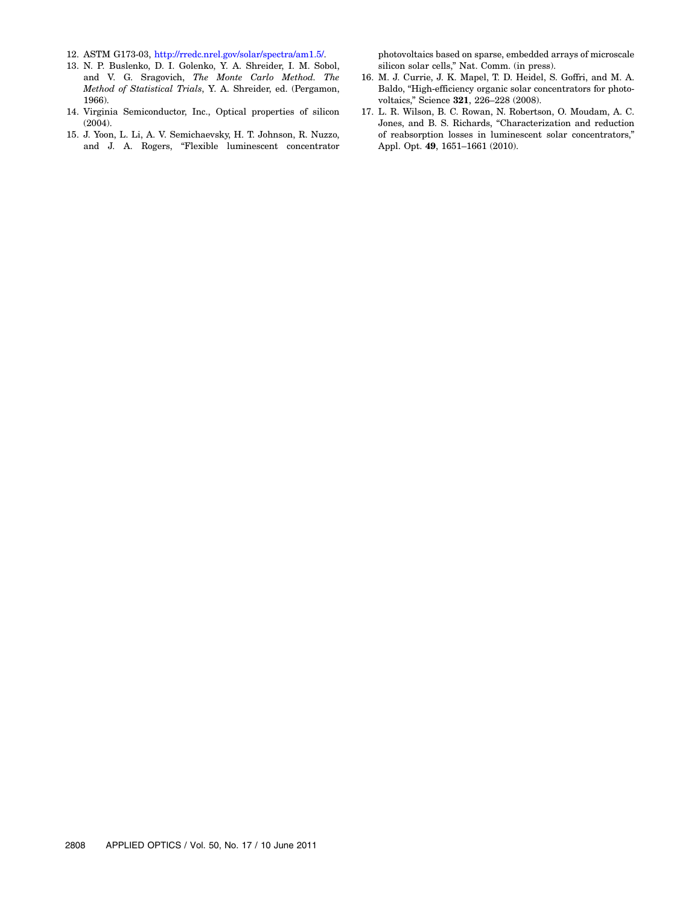12. ASTM G173-03, http://rredc.nrel.gov/solar/spectra/am1.5/.
13. N. P. Buslenko, D. I. Golenko, Y. A. Shreider, I. M. Sobol, and V. G. Sragovich, *The Monte Carlo Method. The Method of Statistical Trials*, Y. A. Shreider, ed. (Pergamon, 1966).
14. Virginia Semiconductor, Inc., Optical properties of silicon (2004).
15. J. Yoon, L. Li, A. V. Semichaevsky, H. T. Johnson, R. Nuzzo, and J. A. Rogers, "Flexible luminescent concentrator photovoltaics based on sparse, embedded arrays of microscale silicon solar cells," Nat. Comm. (in press).
16. M. J. Currie, J. K. Mapel, T. D. Heidel, S. Goffri, and M. A. Baldo, "High-efficiency organic solar concentrators for photovoltaics," Science **321**, 226–228 (2008).
17. L. R. Wilson, B. C. Rowan, N. Robertson, O. Moudam, A. C. Jones, and B. S. Richards, "Characterization and reduction of reabsorption losses in luminescent solar concentrators," Appl. Opt. **49**, 1651–1661 (2010).